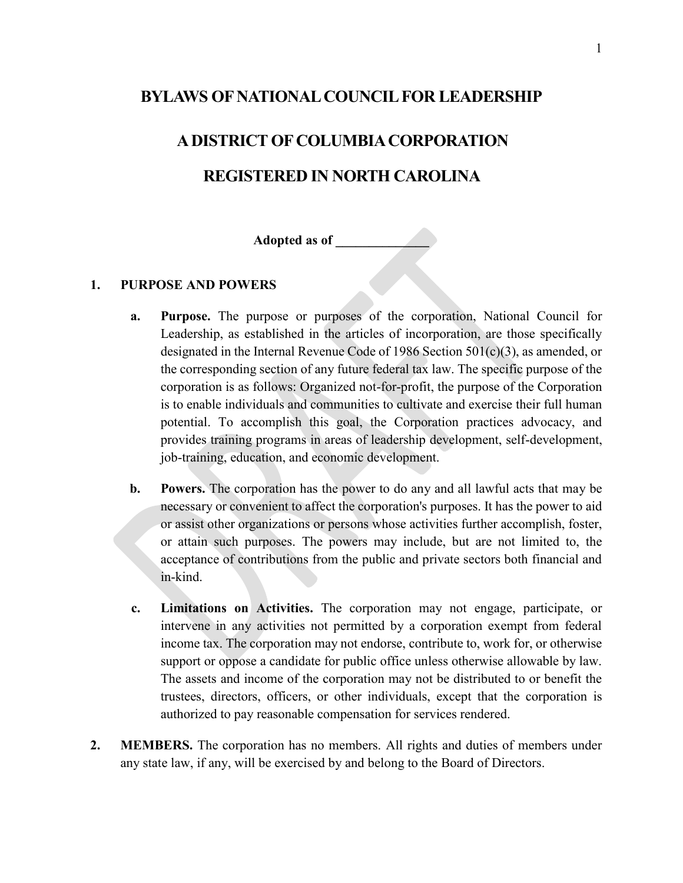# BYLAWS OF NATIONAL COUNCIL FOR LEADERSHIP

# A DISTRICT OF COLUMBIA CORPORATION

# REGISTERED IN NORTH CAROLINA

**Adopted as of ______________**

## 1. PURPOSE AND POWERS

**a. Purpose.** The purpose or purposes of the corporation, National Council for Leadership, as established in the articles of incorporation, are those specifically designated in the Internal Revenue Code of 1986 Section 501(c)(3), as amended, or the corresponding section of any future federal tax law. The specific purpose of the corporation is as follows: Organized not-for-profit, the purpose of the Corporation is to enable individuals and communities to cultivate and exercise their full human potential. To accomplish this goal, the Corporation practices advocacy, and provides training programs in areas of leadership development, self-development, job-training, education, and economic development.

**b. Powers.** The corporation has the power to do any and all lawful acts that may be necessary or convenient to affect the corporation's purposes. It has the power to aid or assist other organizations or persons whose activities further accomplish, foster, or attain such purposes. The powers may include, but are not limited to, the acceptance of contributions from the public and private sectors both financial and in-kind.

**c. Limitations on Activities.** The corporation may not engage, participate, or intervene in any activities not permitted by a corporation exempt from federal income tax. The corporation may not endorse, contribute to, work for, or otherwise support or oppose a candidate for public office unless otherwise allowable by law. The assets and income of the corporation may not be distributed to or benefit the trustees, directors, officers, or other individuals, except that the corporation is authorized to pay reasonable compensation for services rendered.

**2. MEMBERS.** The corporation has no members. All rights and duties of members under any state law, if any, will be exercised by and belong to the Board of Directors.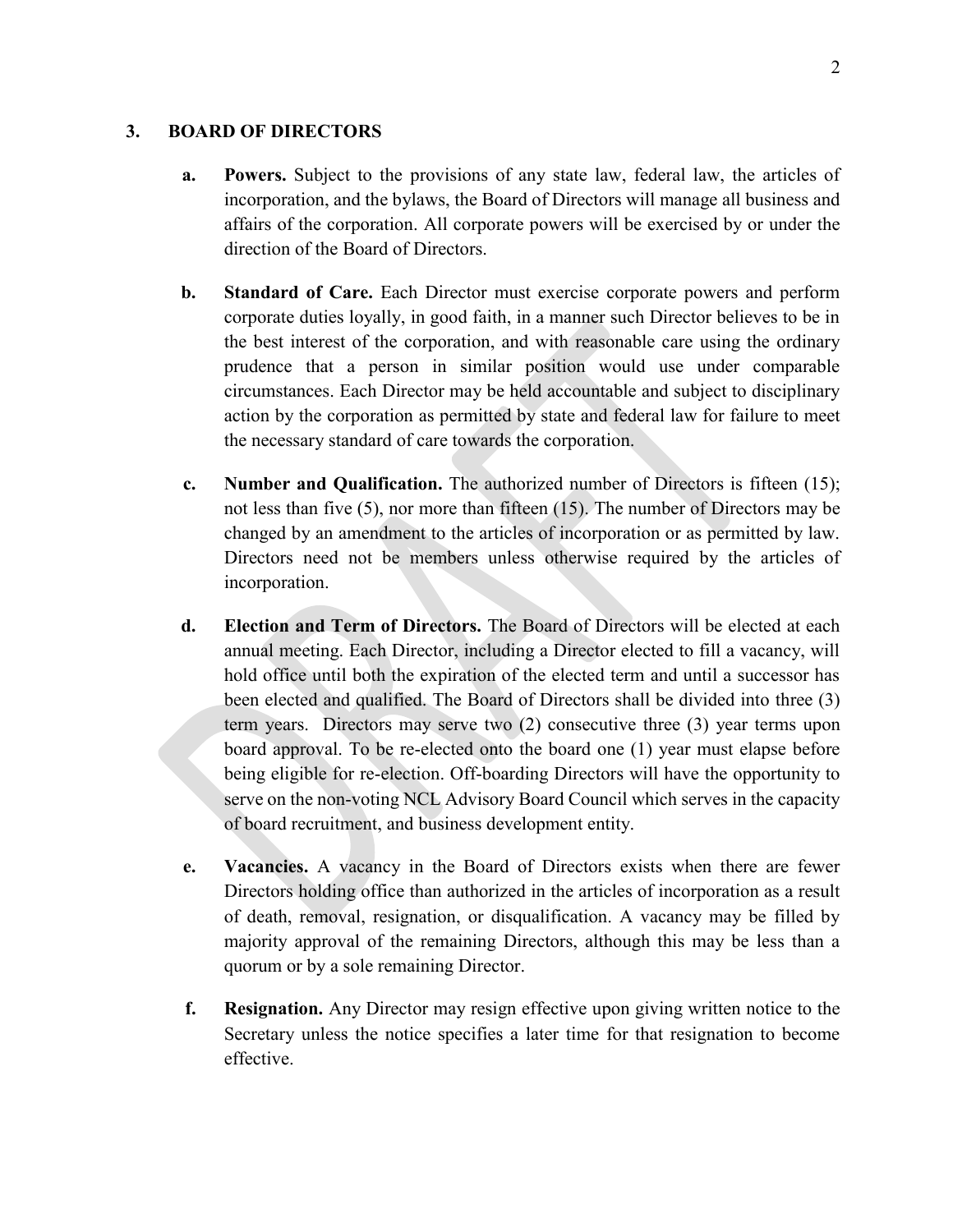## 3. BOARD OF DIRECTORS

**a. Powers.** Subject to the provisions of any state law, federal law, the articles of incorporation, and the bylaws, the Board of Directors will manage all business and affairs of the corporation. All corporate powers will be exercised by or under the direction of the Board of Directors.

**b. Standard of Care.** Each Director must exercise corporate powers and perform corporate duties loyally, in good faith, in a manner such Director believes to be in the best interest of the corporation, and with reasonable care using the ordinary prudence that a person in similar position would use under comparable circumstances. Each Director may be held accountable and subject to disciplinary action by the corporation as permitted by state and federal law for failure to meet the necessary standard of care towards the corporation.

**c. Number and Qualification.** The authorized number of Directors is fifteen (15); not less than five (5), nor more than fifteen (15). The number of Directors may be changed by an amendment to the articles of incorporation or as permitted by law. Directors need not be members unless otherwise required by the articles of incorporation.

**d. Election and Term of Directors.** The Board of Directors will be elected at each annual meeting. Each Director, including a Director elected to fill a vacancy, will hold office until both the expiration of the elected term and until a successor has been elected and qualified. The Board of Directors shall be divided into three (3) term years. Directors may serve two (2) consecutive three (3) year terms upon board approval. To be re-elected onto the board one (1) year must elapse before being eligible for re-election. Off-boarding Directors will have the opportunity to serve on the non-voting NCL Advisory Board Council which serves in the capacity of board recruitment, and business development entity.

**e. Vacancies.** A vacancy in the Board of Directors exists when there are fewer Directors holding office than authorized in the articles of incorporation as a result of death, removal, resignation, or disqualification. A vacancy may be filled by majority approval of the remaining Directors, although this may be less than a quorum or by a sole remaining Director.

**f. Resignation.** Any Director may resign effective upon giving written notice to the Secretary unless the notice specifies a later time for that resignation to become effective.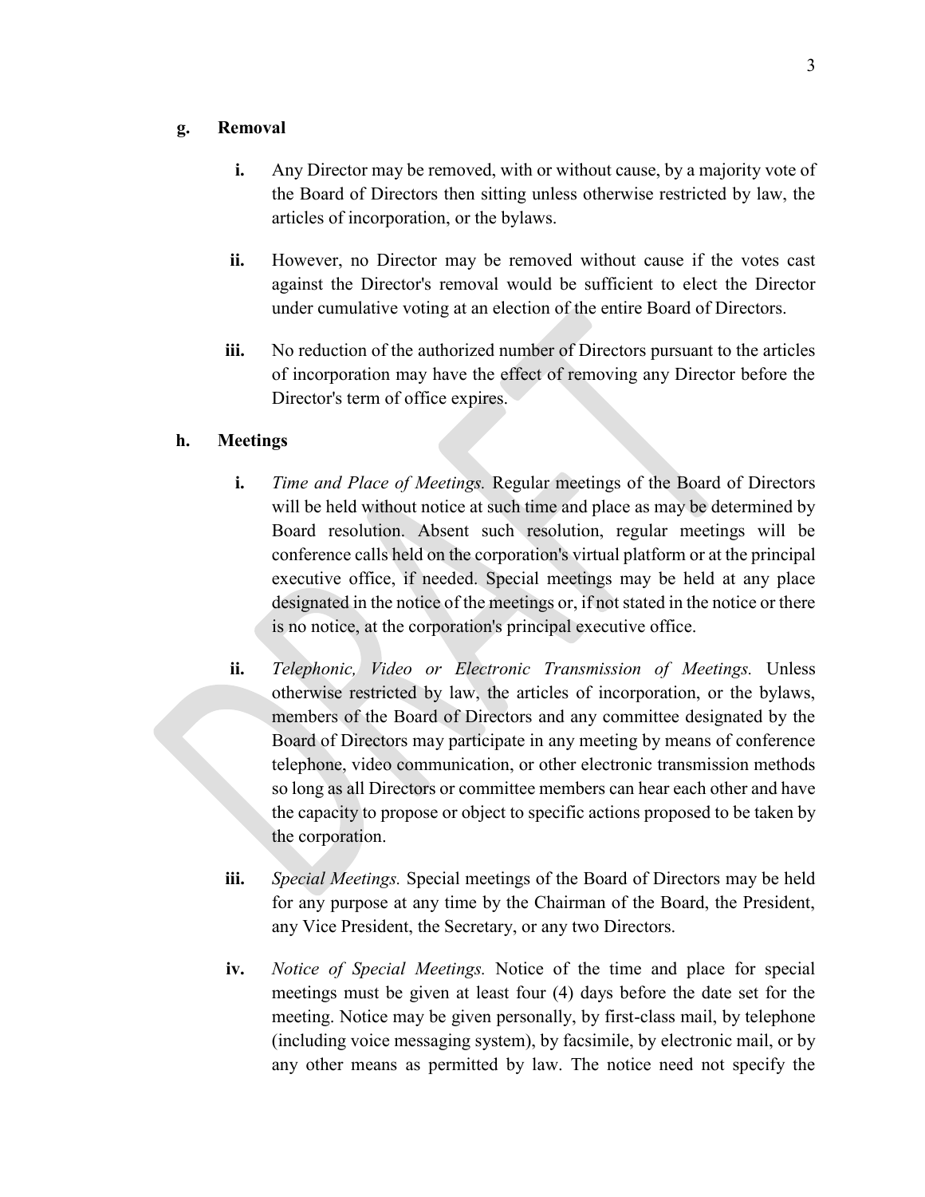**g. Removal**

**i.** Any Director may be removed, with or without cause, by a majority vote of the Board of Directors then sitting unless otherwise restricted by law, the articles of incorporation, or the bylaws.

**ii.** However, no Director may be removed without cause if the votes cast against the Director's removal would be sufficient to elect the Director under cumulative voting at an election of the entire Board of Directors.

**iii.** No reduction of the authorized number of Directors pursuant to the articles of incorporation may have the effect of removing any Director before the Director's term of office expires.

**h. Meetings**

**i.** *Time and Place of Meetings.* Regular meetings of the Board of Directors will be held without notice at such time and place as may be determined by Board resolution. Absent such resolution, regular meetings will be conference calls held on the corporation's virtual platform or at the principal executive office, if needed. Special meetings may be held at any place designated in the notice of the meetings or, if not stated in the notice or there is no notice, at the corporation's principal executive office.

**ii.** *Telephonic, Video or Electronic Transmission of Meetings.* Unless otherwise restricted by law, the articles of incorporation, or the bylaws, members of the Board of Directors and any committee designated by the Board of Directors may participate in any meeting by means of conference telephone, video communication, or other electronic transmission methods so long as all Directors or committee members can hear each other and have the capacity to propose or object to specific actions proposed to be taken by the corporation.

**iii.** *Special Meetings.* Special meetings of the Board of Directors may be held for any purpose at any time by the Chairman of the Board, the President, any Vice President, the Secretary, or any two Directors.

**iv.** *Notice of Special Meetings.* Notice of the time and place for special meetings must be given at least four (4) days before the date set for the meeting. Notice may be given personally, by first-class mail, by telephone (including voice messaging system), by facsimile, by electronic mail, or by any other means as permitted by law. The notice need not specify the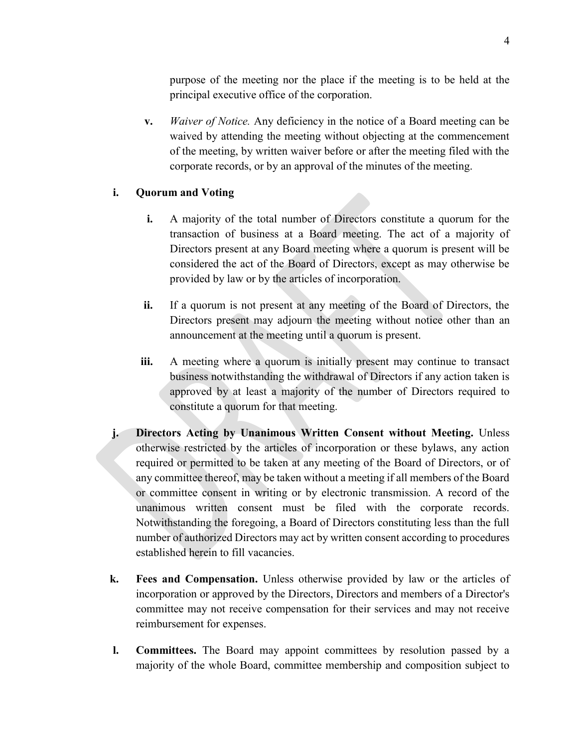purpose of the meeting nor the place if the meeting is to be held at the principal executive office of the corporation.

**v.** *Waiver of Notice.* Any deficiency in the notice of a Board meeting can be waived by attending the meeting without objecting at the commencement of the meeting, by written waiver before or after the meeting filed with the corporate records, or by an approval of the minutes of the meeting.

**i. Quorum and Voting**

**i.** A majority of the total number of Directors constitute a quorum for the transaction of business at a Board meeting. The act of a majority of Directors present at any Board meeting where a quorum is present will be considered the act of the Board of Directors, except as may otherwise be provided by law or by the articles of incorporation.

**ii.** If a quorum is not present at any meeting of the Board of Directors, the Directors present may adjourn the meeting without notice other than an announcement at the meeting until a quorum is present.

**iii.** A meeting where a quorum is initially present may continue to transact business notwithstanding the withdrawal of Directors if any action taken is approved by at least a majority of the number of Directors required to constitute a quorum for that meeting.

**j. Directors Acting by Unanimous Written Consent without Meeting.** Unless otherwise restricted by the articles of incorporation or these bylaws, any action required or permitted to be taken at any meeting of the Board of Directors, or of any committee thereof, may be taken without a meeting if all members of the Board or committee consent in writing or by electronic transmission. A record of the unanimous written consent must be filed with the corporate records. Notwithstanding the foregoing, a Board of Directors constituting less than the full number of authorized Directors may act by written consent according to procedures established herein to fill vacancies.

**k. Fees and Compensation.** Unless otherwise provided by law or the articles of incorporation or approved by the Directors, Directors and members of a Director's committee may not receive compensation for their services and may not receive reimbursement for expenses.

**l. Committees.** The Board may appoint committees by resolution passed by a majority of the whole Board, committee membership and composition subject to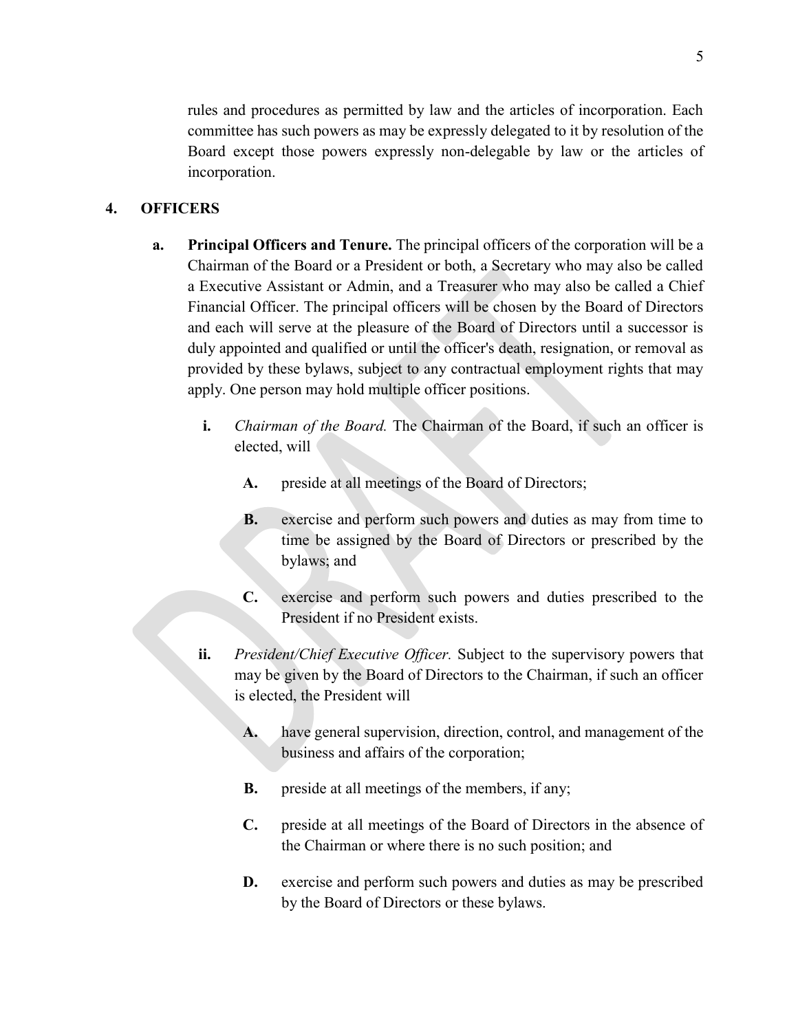rules and procedures as permitted by law and the articles of incorporation. Each committee has such powers as may be expressly delegated to it by resolution of the Board except those powers expressly non-delegable by law or the articles of incorporation.

## 4. OFFICERS

**a. Principal Officers and Tenure.** The principal officers of the corporation will be a Chairman of the Board or a President or both, a Secretary who may also be called a Executive Assistant or Admin, and a Treasurer who may also be called a Chief Financial Officer. The principal officers will be chosen by the Board of Directors and each will serve at the pleasure of the Board of Directors until a successor is duly appointed and qualified or until the officer's death, resignation, or removal as provided by these bylaws, subject to any contractual employment rights that may apply. One person may hold multiple officer positions.

**i.** *Chairman of the Board.* The Chairman of the Board, if such an officer is elected, will

**A.** preside at all meetings of the Board of Directors;

**B.** exercise and perform such powers and duties as may from time to time be assigned by the Board of Directors or prescribed by the bylaws; and

**C.** exercise and perform such powers and duties prescribed to the President if no President exists.

**ii.** *President/Chief Executive Officer.* Subject to the supervisory powers that may be given by the Board of Directors to the Chairman, if such an officer is elected, the President will

**A.** have general supervision, direction, control, and management of the business and affairs of the corporation;

**B.** preside at all meetings of the members, if any;

**C.** preside at all meetings of the Board of Directors in the absence of the Chairman or where there is no such position; and

**D.** exercise and perform such powers and duties as may be prescribed by the Board of Directors or these bylaws.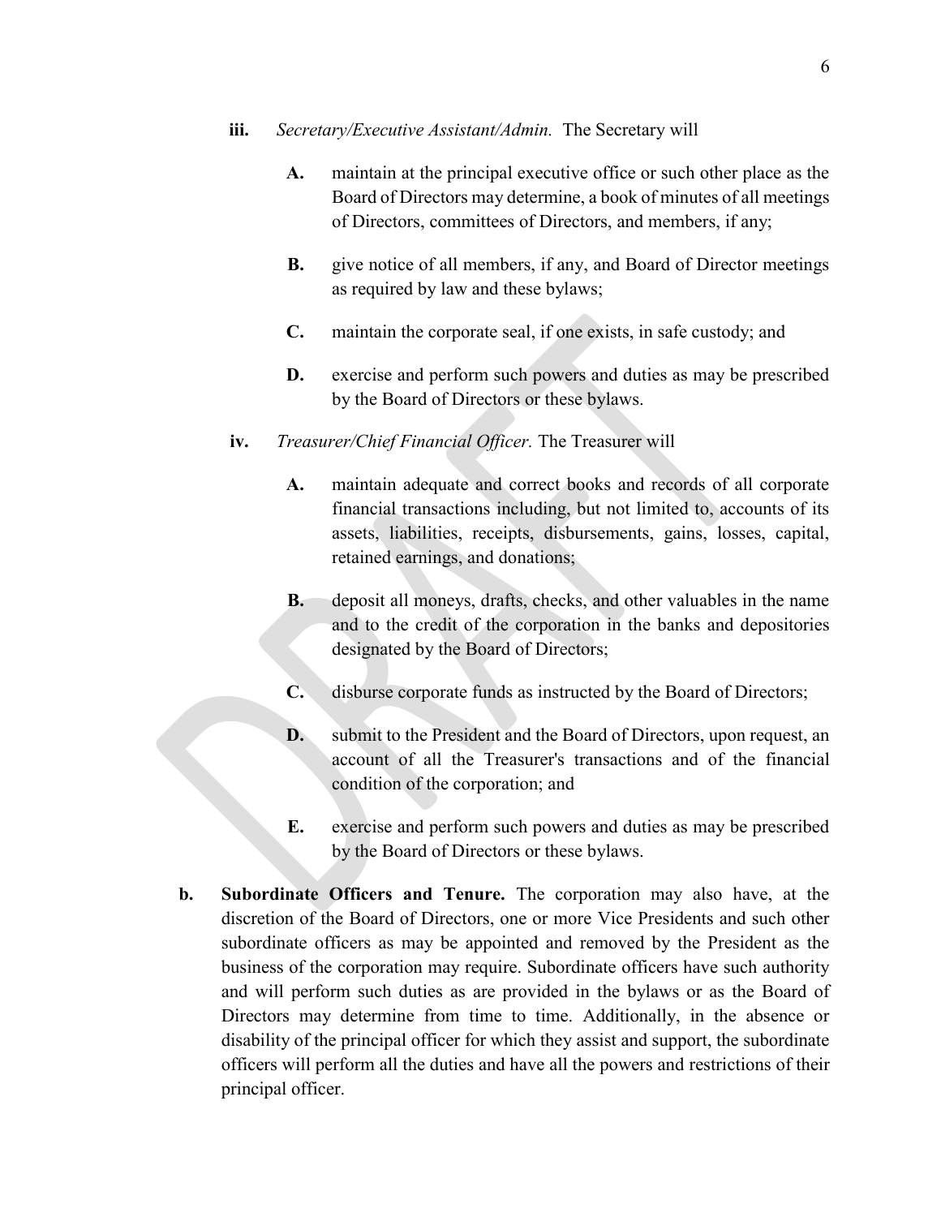**iii.** *Secretary/Executive Assistant/Admin.* The Secretary will

- **A.** maintain at the principal executive office or such other place as the Board of Directors may determine, a book of minutes of all meetings of Directors, committees of Directors, and members, if any;

- **B.** give notice of all members, if any, and Board of Director meetings as required by law and these bylaws;

- **C.** maintain the corporate seal, if one exists, in safe custody; and

- **D.** exercise and perform such powers and duties as may be prescribed by the Board of Directors or these bylaws.

**iv.** *Treasurer/Chief Financial Officer.* The Treasurer will

- **A.** maintain adequate and correct books and records of all corporate financial transactions including, but not limited to, accounts of its assets, liabilities, receipts, disbursements, gains, losses, capital, retained earnings, and donations;

- **B.** deposit all moneys, drafts, checks, and other valuables in the name and to the credit of the corporation in the banks and depositories designated by the Board of Directors;

- **C.** disburse corporate funds as instructed by the Board of Directors;

- **D.** submit to the President and the Board of Directors, upon request, an account of all the Treasurer's transactions and of the financial condition of the corporation; and

- **E.** exercise and perform such powers and duties as may be prescribed by the Board of Directors or these bylaws.

**b. Subordinate Officers and Tenure.** The corporation may also have, at the discretion of the Board of Directors, one or more Vice Presidents and such other subordinate officers as may be appointed and removed by the President as the business of the corporation may require. Subordinate officers have such authority and will perform such duties as are provided in the bylaws or as the Board of Directors may determine from time to time. Additionally, in the absence or disability of the principal officer for which they assist and support, the subordinate officers will perform all the duties and have all the powers and restrictions of their principal officer.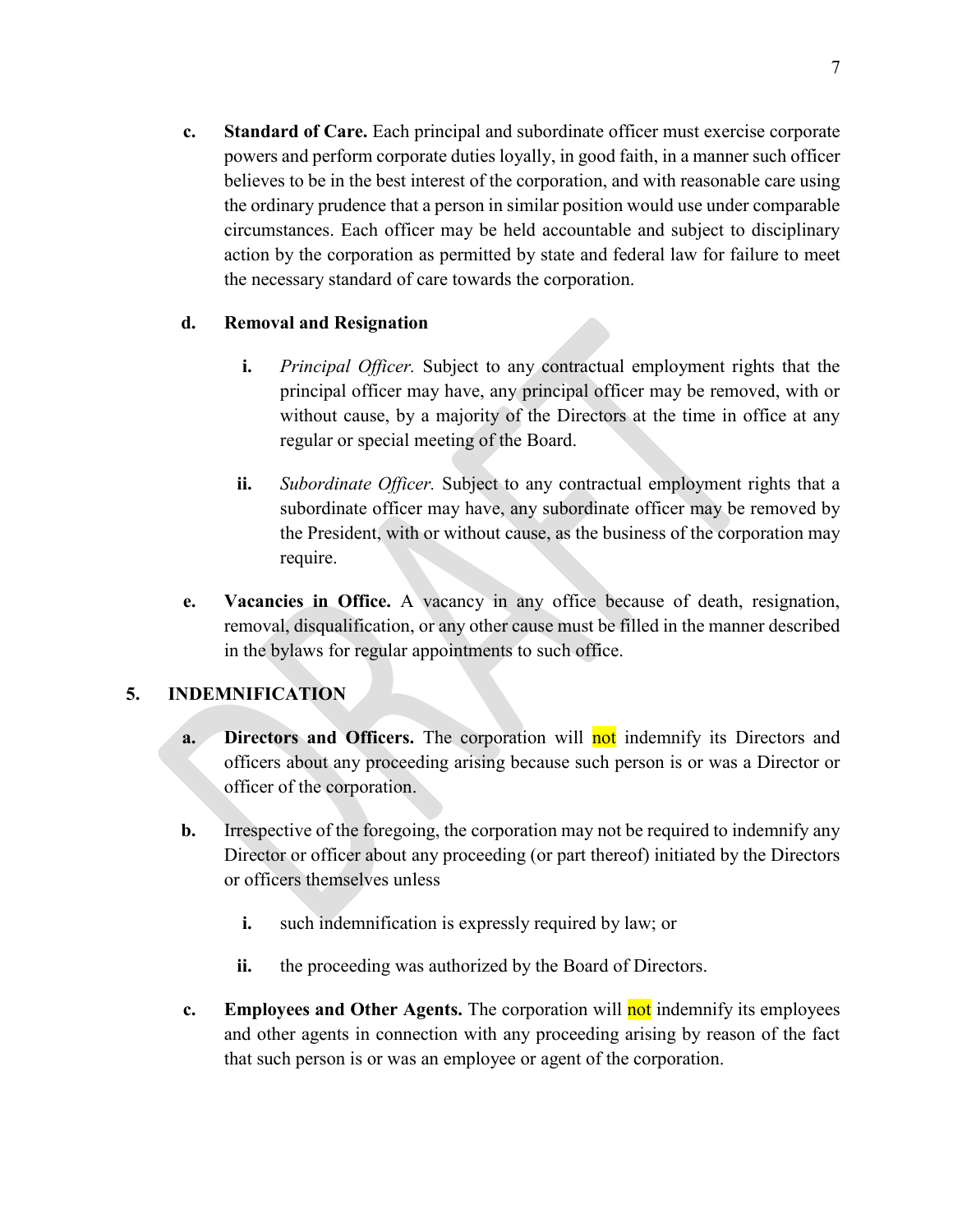**c.** **Standard of Care.** Each principal and subordinate officer must exercise corporate powers and perform corporate duties loyally, in good faith, in a manner such officer believes to be in the best interest of the corporation, and with reasonable care using the ordinary prudence that a person in similar position would use under comparable circumstances. Each officer may be held accountable and subject to disciplinary action by the corporation as permitted by state and federal law for failure to meet the necessary standard of care towards the corporation.

**d.** **Removal and Resignation**

**i.** *Principal Officer.* Subject to any contractual employment rights that the principal officer may have, any principal officer may be removed, with or without cause, by a majority of the Directors at the time in office at any regular or special meeting of the Board.

**ii.** *Subordinate Officer.* Subject to any contractual employment rights that a subordinate officer may have, any subordinate officer may be removed by the President, with or without cause, as the business of the corporation may require.

**e.** **Vacancies in Office.** A vacancy in any office because of death, resignation, removal, disqualification, or any other cause must be filled in the manner described in the bylaws for regular appointments to such office.

## 5. INDEMNIFICATION

**a.** **Directors and Officers.** The corporation will not indemnify its Directors and officers about any proceeding arising because such person is or was a Director or officer of the corporation.

**b.** Irrespective of the foregoing, the corporation may not be required to indemnify any Director or officer about any proceeding (or part thereof) initiated by the Directors or officers themselves unless

**i.** such indemnification is expressly required by law; or

**ii.** the proceeding was authorized by the Board of Directors.

**c.** **Employees and Other Agents.** The corporation will not indemnify its employees and other agents in connection with any proceeding arising by reason of the fact that such person is or was an employee or agent of the corporation.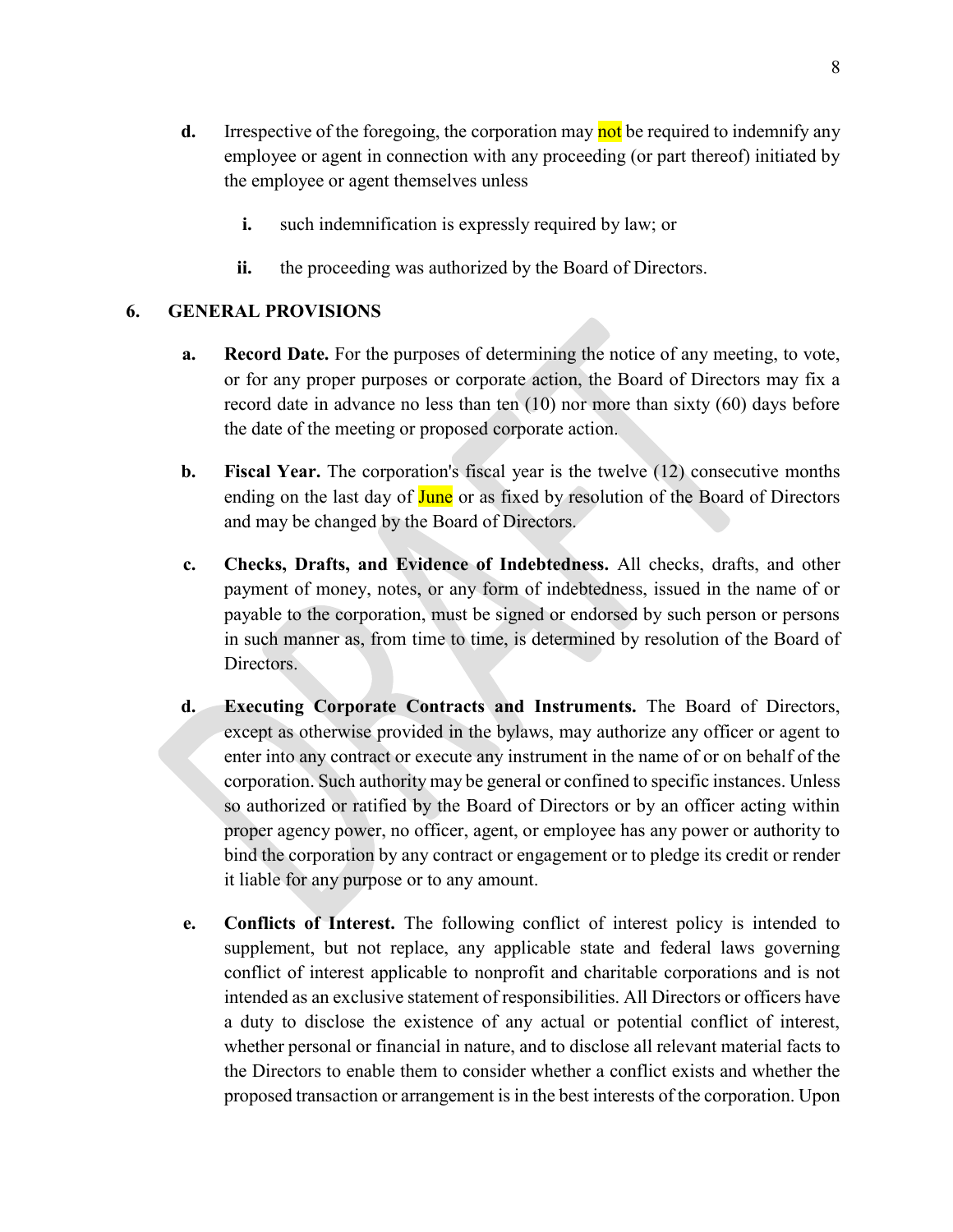**d.** Irrespective of the foregoing, the corporation may not be required to indemnify any employee or agent in connection with any proceeding (or part thereof) initiated by the employee or agent themselves unless

   **i.** such indemnification is expressly required by law; or

   **ii.** the proceeding was authorized by the Board of Directors.

## 6. GENERAL PROVISIONS

**a.** **Record Date.** For the purposes of determining the notice of any meeting, to vote, or for any proper purposes or corporate action, the Board of Directors may fix a record date in advance no less than ten (10) nor more than sixty (60) days before the date of the meeting or proposed corporate action.

**b.** **Fiscal Year.** The corporation's fiscal year is the twelve (12) consecutive months ending on the last day of June or as fixed by resolution of the Board of Directors and may be changed by the Board of Directors.

**c.** **Checks, Drafts, and Evidence of Indebtedness.** All checks, drafts, and other payment of money, notes, or any form of indebtedness, issued in the name of or payable to the corporation, must be signed or endorsed by such person or persons in such manner as, from time to time, is determined by resolution of the Board of Directors.

**d.** **Executing Corporate Contracts and Instruments.** The Board of Directors, except as otherwise provided in the bylaws, may authorize any officer or agent to enter into any contract or execute any instrument in the name of or on behalf of the corporation. Such authority may be general or confined to specific instances. Unless so authorized or ratified by the Board of Directors or by an officer acting within proper agency power, no officer, agent, or employee has any power or authority to bind the corporation by any contract or engagement or to pledge its credit or render it liable for any purpose or to any amount.

**e.** **Conflicts of Interest.** The following conflict of interest policy is intended to supplement, but not replace, any applicable state and federal laws governing conflict of interest applicable to nonprofit and charitable corporations and is not intended as an exclusive statement of responsibilities. All Directors or officers have a duty to disclose the existence of any actual or potential conflict of interest, whether personal or financial in nature, and to disclose all relevant material facts to the Directors to enable them to consider whether a conflict exists and whether the proposed transaction or arrangement is in the best interests of the corporation. Upon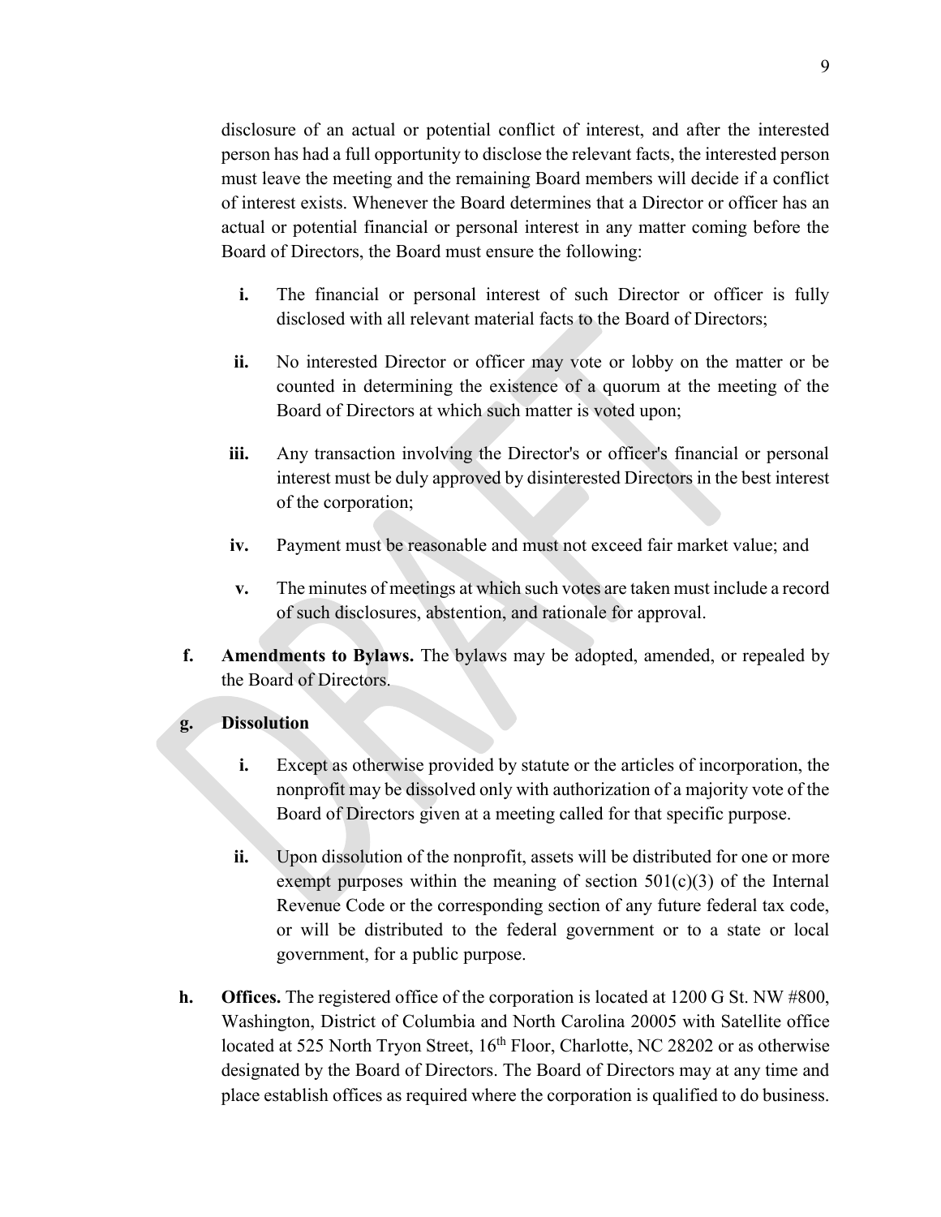disclosure of an actual or potential conflict of interest, and after the interested person has had a full opportunity to disclose the relevant facts, the interested person must leave the meeting and the remaining Board members will decide if a conflict of interest exists. Whenever the Board determines that a Director or officer has an actual or potential financial or personal interest in any matter coming before the Board of Directors, the Board must ensure the following:

**i.** The financial or personal interest of such Director or officer is fully disclosed with all relevant material facts to the Board of Directors;

**ii.** No interested Director or officer may vote or lobby on the matter or be counted in determining the existence of a quorum at the meeting of the Board of Directors at which such matter is voted upon;

**iii.** Any transaction involving the Director's or officer's financial or personal interest must be duly approved by disinterested Directors in the best interest of the corporation;

**iv.** Payment must be reasonable and must not exceed fair market value; and

**v.** The minutes of meetings at which such votes are taken must include a record of such disclosures, abstention, and rationale for approval.

**f. Amendments to Bylaws.** The bylaws may be adopted, amended, or repealed by the Board of Directors.

**g. Dissolution**

**i.** Except as otherwise provided by statute or the articles of incorporation, the nonprofit may be dissolved only with authorization of a majority vote of the Board of Directors given at a meeting called for that specific purpose.

**ii.** Upon dissolution of the nonprofit, assets will be distributed for one or more exempt purposes within the meaning of section 501(c)(3) of the Internal Revenue Code or the corresponding section of any future federal tax code, or will be distributed to the federal government or to a state or local government, for a public purpose.

**h. Offices.** The registered office of the corporation is located at 1200 G St. NW #800, Washington, District of Columbia and North Carolina 20005 with Satellite office located at 525 North Tryon Street, 16th Floor, Charlotte, NC 28202 or as otherwise designated by the Board of Directors. The Board of Directors may at any time and place establish offices as required where the corporation is qualified to do business.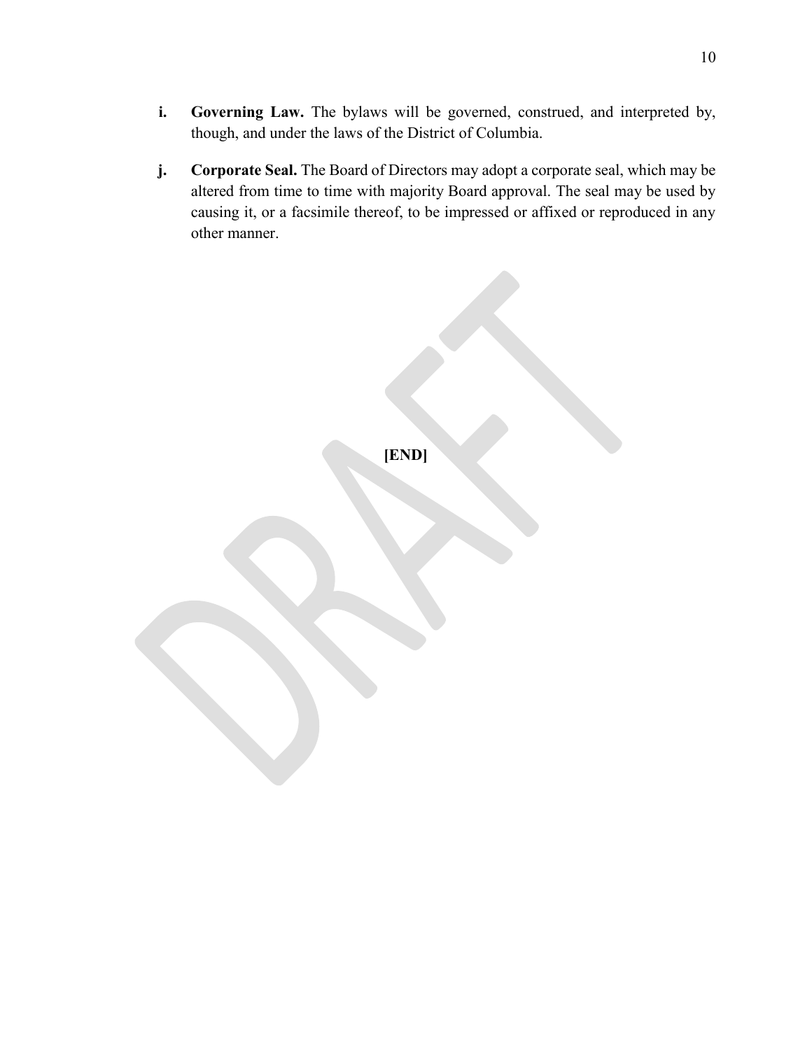**i. Governing Law.** The bylaws will be governed, construed, and interpreted by, though, and under the laws of the District of Columbia.

**j. Corporate Seal.** The Board of Directors may adopt a corporate seal, which may be altered from time to time with majority Board approval. The seal may be used by causing it, or a facsimile thereof, to be impressed or affixed or reproduced in any other manner.

**[END]**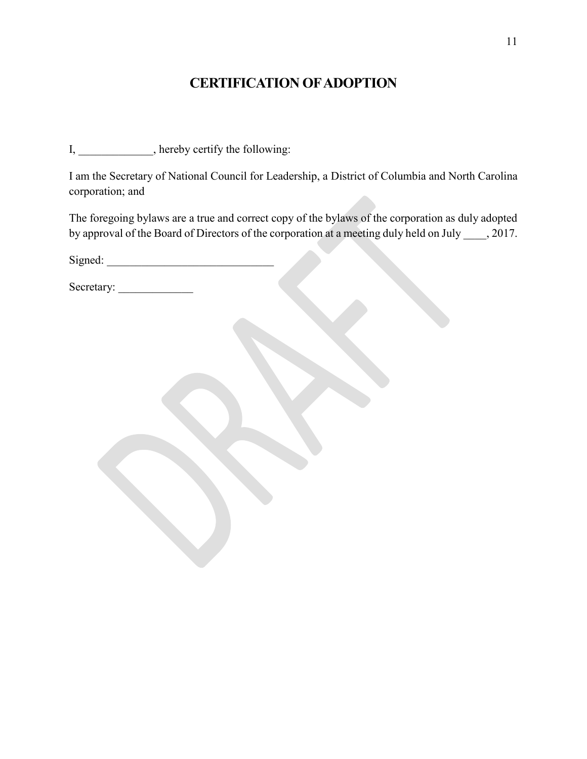# CERTIFICATION OF ADOPTION

I, _____________, hereby certify the following:

I am the Secretary of National Council for Leadership, a District of Columbia and North Carolina corporation; and

The foregoing bylaws are a true and correct copy of the bylaws of the corporation as duly adopted by approval of the Board of Directors of the corporation at a meeting duly held on July ____, 2017.

Signed: _____________________________

Secretary: _____________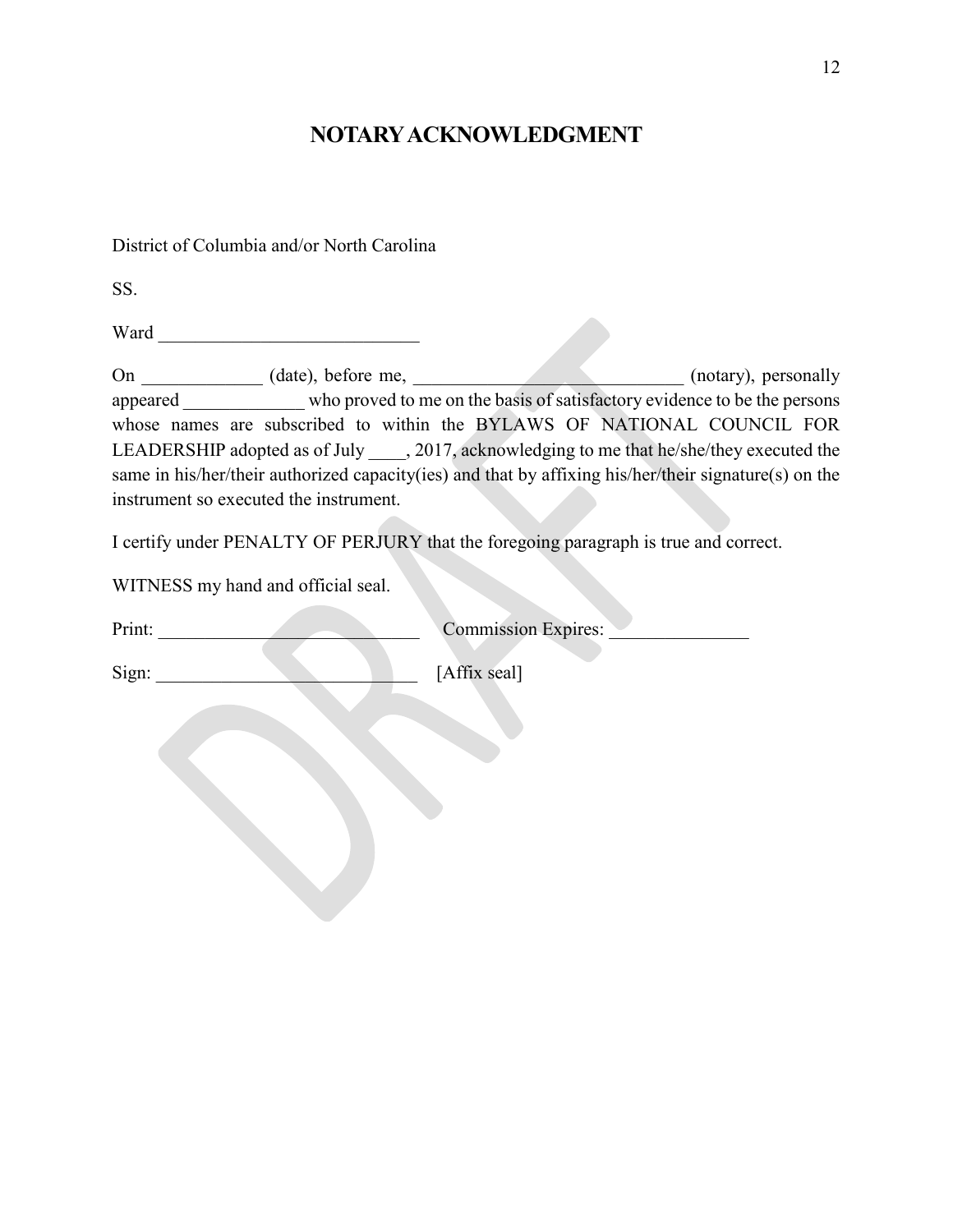# NOTARY ACKNOWLEDGMENT

District of Columbia and/or North Carolina

SS.

Ward ____________________________

On _____________ (date), before me, _____________________________ (notary), personally appeared _____________ who proved to me on the basis of satisfactory evidence to be the persons whose names are subscribed to within the BYLAWS OF NATIONAL COUNCIL FOR LEADERSHIP adopted as of July ____, 2017, acknowledging to me that he/she/they executed the same in his/her/their authorized capacity(ies) and that by affixing his/her/their signature(s) on the instrument so executed the instrument.

I certify under PENALTY OF PERJURY that the foregoing paragraph is true and correct.

WITNESS my hand and official seal.

Print: ____________________________ Commission Expires: _______________

Sign: ____________________________ [Affix seal]

DRAFT